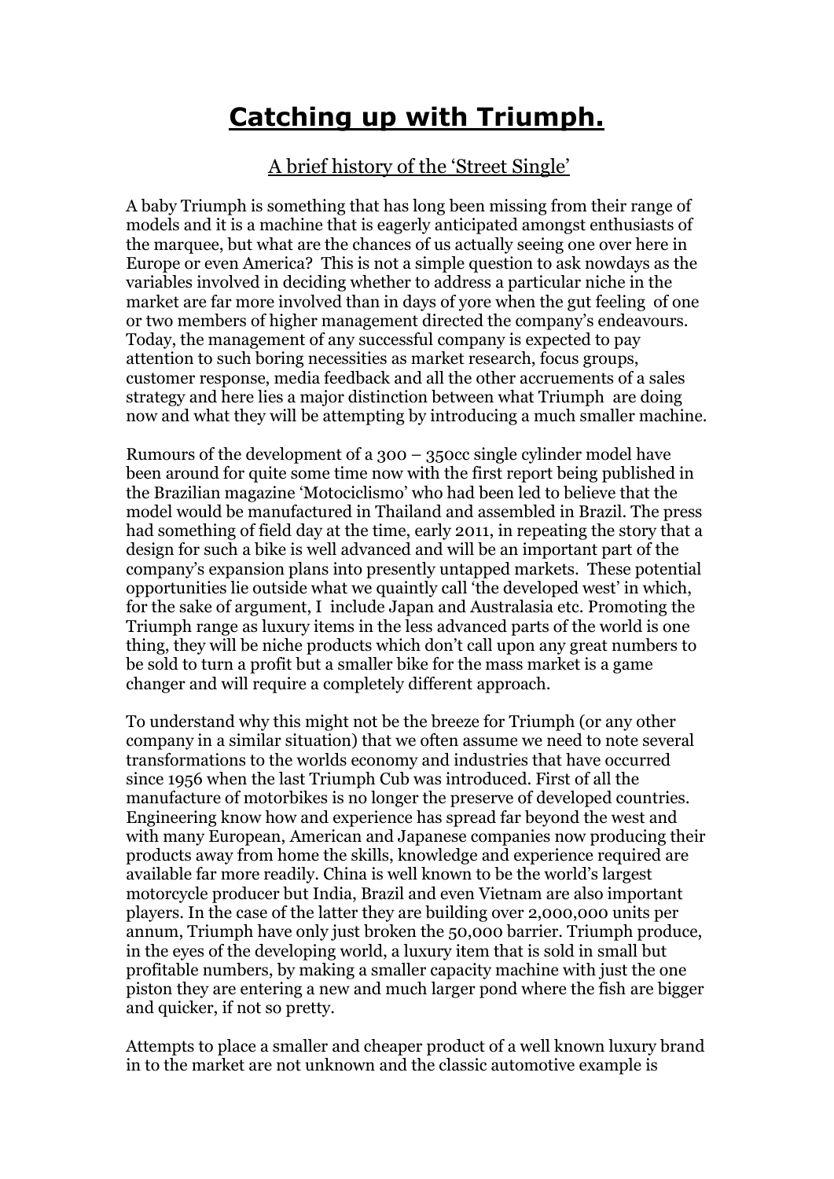# Catching up with Triumph.

## A brief history of the 'Street Single'

A baby Triumph is something that has long been missing from their range of models and it is a machine that is eagerly anticipated amongst enthusiasts of the marquee, but what are the chances of us actually seeing one over here in Europe or even America? This is not a simple question to ask nowdays as the variables involved in deciding whether to address a particular niche in the market are far more involved than in days of yore when the gut feeling of one or two members of higher management directed the company's endeavours. Today, the management of any successful company is expected to pay attention to such boring necessities as market research, focus groups, customer response, media feedback and all the other accruements of a sales strategy and here lies a major distinction between what Triumph are doing now and what they will be attempting by introducing a much smaller machine.

Rumours of the development of a 300 – 350cc single cylinder model have been around for quite some time now with the first report being published in the Brazilian magazine 'Motociclismo' who had been led to believe that the model would be manufactured in Thailand and assembled in Brazil. The press had something of field day at the time, early 2011, in repeating the story that a design for such a bike is well advanced and will be an important part of the company's expansion plans into presently untapped markets. These potential opportunities lie outside what we quaintly call 'the developed west' in which, for the sake of argument, I include Japan and Australasia etc. Promoting the Triumph range as luxury items in the less advanced parts of the world is one thing, they will be niche products which don't call upon any great numbers to be sold to turn a profit but a smaller bike for the mass market is a game changer and will require a completely different approach.

To understand why this might not be the breeze for Triumph (or any other company in a similar situation) that we often assume we need to note several transformations to the worlds economy and industries that have occurred since 1956 when the last Triumph Cub was introduced. First of all the manufacture of motorbikes is no longer the preserve of developed countries. Engineering know how and experience has spread far beyond the west and with many European, American and Japanese companies now producing their products away from home the skills, knowledge and experience required are available far more readily. China is well known to be the world's largest motorcycle producer but India, Brazil and even Vietnam are also important players. In the case of the latter they are building over 2,000,000 units per annum, Triumph have only just broken the 50,000 barrier. Triumph produce, in the eyes of the developing world, a luxury item that is sold in small but profitable numbers, by making a smaller capacity machine with just the one piston they are entering a new and much larger pond where the fish are bigger and quicker, if not so pretty.

Attempts to place a smaller and cheaper product of a well known luxury brand in to the market are not unknown and the classic automotive example is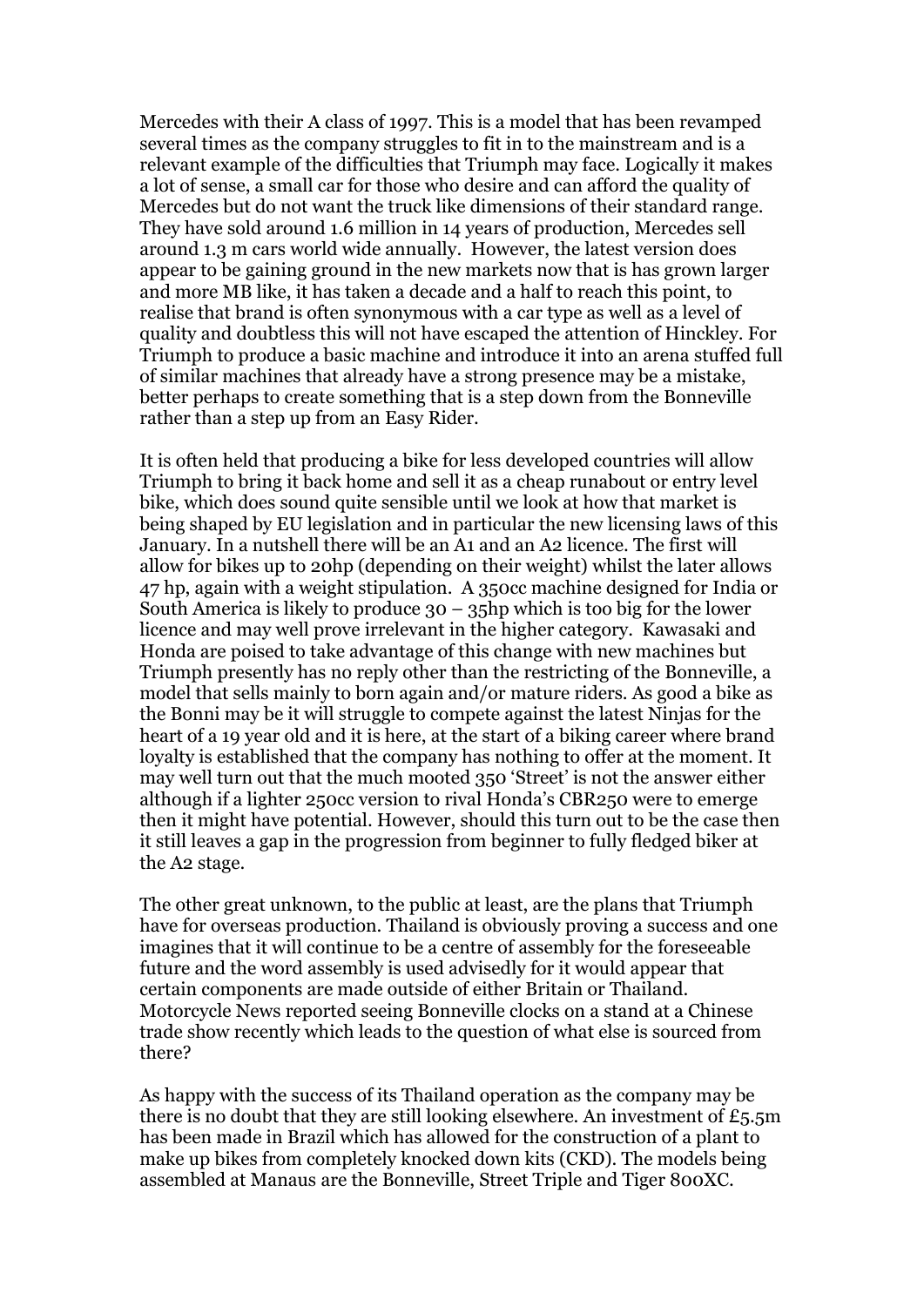Mercedes with their A class of 1997. This is a model that has been revamped several times as the company struggles to fit in to the mainstream and is a relevant example of the difficulties that Triumph may face. Logically it makes a lot of sense, a small car for those who desire and can afford the quality of Mercedes but do not want the truck like dimensions of their standard range. They have sold around 1.6 million in 14 years of production, Mercedes sell around 1.3 m cars world wide annually. However, the latest version does appear to be gaining ground in the new markets now that is has grown larger and more MB like, it has taken a decade and a half to reach this point, to realise that brand is often synonymous with a car type as well as a level of quality and doubtless this will not have escaped the attention of Hinckley. For Triumph to produce a basic machine and introduce it into an arena stuffed full of similar machines that already have a strong presence may be a mistake, better perhaps to create something that is a step down from the Bonneville rather than a step up from an Easy Rider.

It is often held that producing a bike for less developed countries will allow Triumph to bring it back home and sell it as a cheap runabout or entry level bike, which does sound quite sensible until we look at how that market is being shaped by EU legislation and in particular the new licensing laws of this January. In a nutshell there will be an A1 and an A2 licence. The first will allow for bikes up to 20hp (depending on their weight) whilst the later allows 47 hp, again with a weight stipulation. A 350cc machine designed for India or South America is likely to produce 30 – 35hp which is too big for the lower licence and may well prove irrelevant in the higher category. Kawasaki and Honda are poised to take advantage of this change with new machines but Triumph presently has no reply other than the restricting of the Bonneville, a model that sells mainly to born again and/or mature riders. As good a bike as the Bonni may be it will struggle to compete against the latest Ninjas for the heart of a 19 year old and it is here, at the start of a biking career where brand loyalty is established that the company has nothing to offer at the moment. It may well turn out that the much mooted 350 'Street' is not the answer either although if a lighter 250cc version to rival Honda's CBR250 were to emerge then it might have potential. However, should this turn out to be the case then it still leaves a gap in the progression from beginner to fully fledged biker at the A2 stage.

The other great unknown, to the public at least, are the plans that Triumph have for overseas production. Thailand is obviously proving a success and one imagines that it will continue to be a centre of assembly for the foreseeable future and the word assembly is used advisedly for it would appear that certain components are made outside of either Britain or Thailand. Motorcycle News reported seeing Bonneville clocks on a stand at a Chinese trade show recently which leads to the question of what else is sourced from there?

As happy with the success of its Thailand operation as the company may be there is no doubt that they are still looking elsewhere. An investment of £5.5m has been made in Brazil which has allowed for the construction of a plant to make up bikes from completely knocked down kits (CKD). The models being assembled at Manaus are the Bonneville, Street Triple and Tiger 800XC.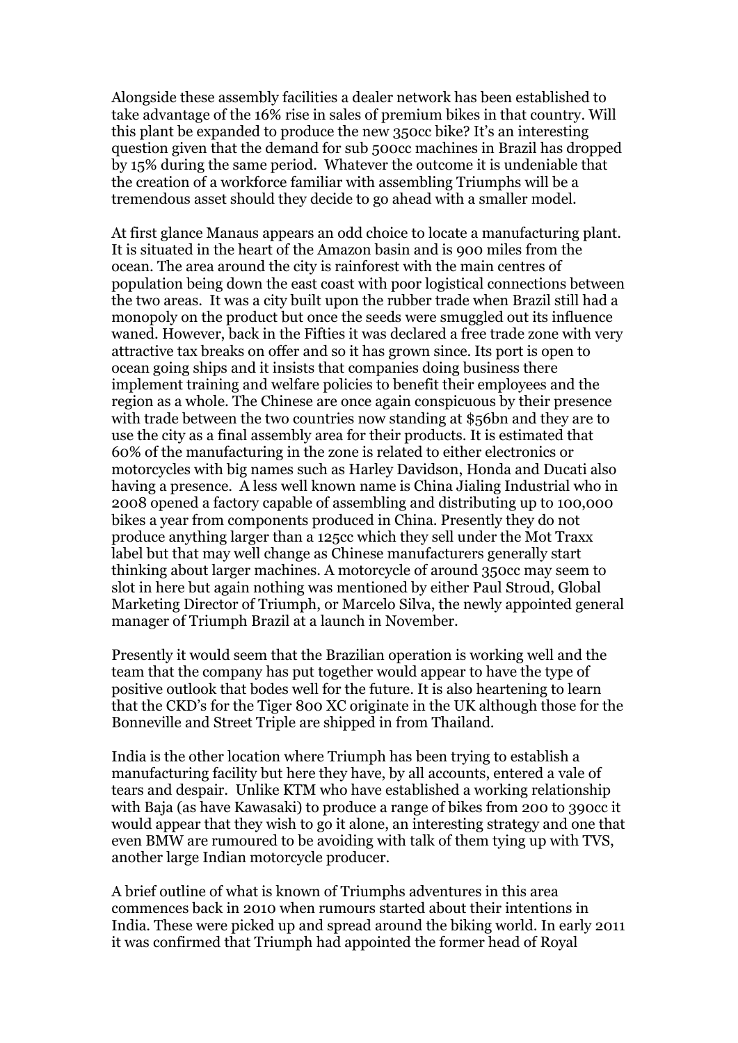Alongside these assembly facilities a dealer network has been established to take advantage of the 16% rise in sales of premium bikes in that country. Will this plant be expanded to produce the new 350cc bike? It's an interesting question given that the demand for sub 500cc machines in Brazil has dropped by 15% during the same period. Whatever the outcome it is undeniable that the creation of a workforce familiar with assembling Triumphs will be a tremendous asset should they decide to go ahead with a smaller model.

At first glance Manaus appears an odd choice to locate a manufacturing plant. It is situated in the heart of the Amazon basin and is 900 miles from the ocean. The area around the city is rainforest with the main centres of population being down the east coast with poor logistical connections between the two areas. It was a city built upon the rubber trade when Brazil still had a monopoly on the product but once the seeds were smuggled out its influence waned. However, back in the Fifties it was declared a free trade zone with very attractive tax breaks on offer and so it has grown since. Its port is open to ocean going ships and it insists that companies doing business there implement training and welfare policies to benefit their employees and the region as a whole. The Chinese are once again conspicuous by their presence with trade between the two countries now standing at $56bn and they are to use the city as a final assembly area for their products. It is estimated that 60% of the manufacturing in the zone is related to either electronics or motorcycles with big names such as Harley Davidson, Honda and Ducati also having a presence. A less well known name is China Jialing Industrial who in 2008 opened a factory capable of assembling and distributing up to 100,000 bikes a year from components produced in China. Presently they do not produce anything larger than a 125cc which they sell under the Mot Traxx label but that may well change as Chinese manufacturers generally start thinking about larger machines. A motorcycle of around 350cc may seem to slot in here but again nothing was mentioned by either Paul Stroud, Global Marketing Director of Triumph, or Marcelo Silva, the newly appointed general manager of Triumph Brazil at a launch in November.

Presently it would seem that the Brazilian operation is working well and the team that the company has put together would appear to have the type of positive outlook that bodes well for the future. It is also heartening to learn that the CKD's for the Tiger 800 XC originate in the UK although those for the Bonneville and Street Triple are shipped in from Thailand.

India is the other location where Triumph has been trying to establish a manufacturing facility but here they have, by all accounts, entered a vale of tears and despair. Unlike KTM who have established a working relationship with Baja (as have Kawasaki) to produce a range of bikes from 200 to 390cc it would appear that they wish to go it alone, an interesting strategy and one that even BMW are rumoured to be avoiding with talk of them tying up with TVS, another large Indian motorcycle producer.

A brief outline of what is known of Triumphs adventures in this area commences back in 2010 when rumours started about their intentions in India. These were picked up and spread around the biking world. In early 2011 it was confirmed that Triumph had appointed the former head of Royal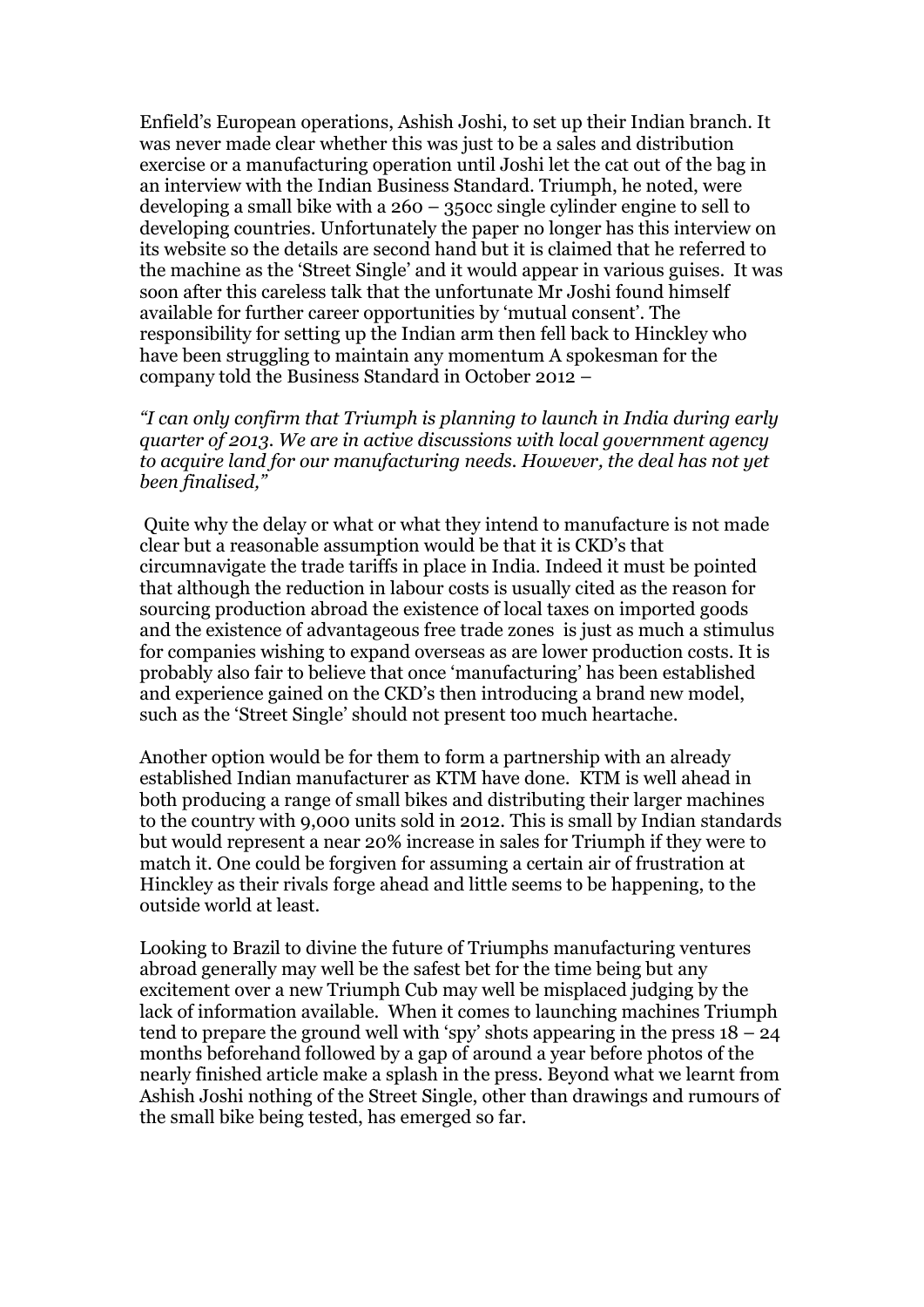Enfield's European operations, Ashish Joshi, to set up their Indian branch. It was never made clear whether this was just to be a sales and distribution exercise or a manufacturing operation until Joshi let the cat out of the bag in an interview with the Indian Business Standard. Triumph, he noted, were developing a small bike with a 260 – 350cc single cylinder engine to sell to developing countries. Unfortunately the paper no longer has this interview on its website so the details are second hand but it is claimed that he referred to the machine as the 'Street Single' and it would appear in various guises. It was soon after this careless talk that the unfortunate Mr Joshi found himself available for further career opportunities by 'mutual consent'. The responsibility for setting up the Indian arm then fell back to Hinckley who have been struggling to maintain any momentum A spokesman for the company told the Business Standard in October 2012 –

*"I can only confirm that Triumph is planning to launch in India during early quarter of 2013. We are in active discussions with local government agency to acquire land for our manufacturing needs. However, the deal has not yet been finalised,"*

Quite why the delay or what or what they intend to manufacture is not made clear but a reasonable assumption would be that it is CKD's that circumnavigate the trade tariffs in place in India. Indeed it must be pointed that although the reduction in labour costs is usually cited as the reason for sourcing production abroad the existence of local taxes on imported goods and the existence of advantageous free trade zones is just as much a stimulus for companies wishing to expand overseas as are lower production costs. It is probably also fair to believe that once 'manufacturing' has been established and experience gained on the CKD's then introducing a brand new model, such as the 'Street Single' should not present too much heartache.

Another option would be for them to form a partnership with an already established Indian manufacturer as KTM have done. KTM is well ahead in both producing a range of small bikes and distributing their larger machines to the country with 9,000 units sold in 2012. This is small by Indian standards but would represent a near 20% increase in sales for Triumph if they were to match it. One could be forgiven for assuming a certain air of frustration at Hinckley as their rivals forge ahead and little seems to be happening, to the outside world at least.

Looking to Brazil to divine the future of Triumphs manufacturing ventures abroad generally may well be the safest bet for the time being but any excitement over a new Triumph Cub may well be misplaced judging by the lack of information available. When it comes to launching machines Triumph tend to prepare the ground well with 'spy' shots appearing in the press 18 – 24 months beforehand followed by a gap of around a year before photos of the nearly finished article make a splash in the press. Beyond what we learnt from Ashish Joshi nothing of the Street Single, other than drawings and rumours of the small bike being tested, has emerged so far.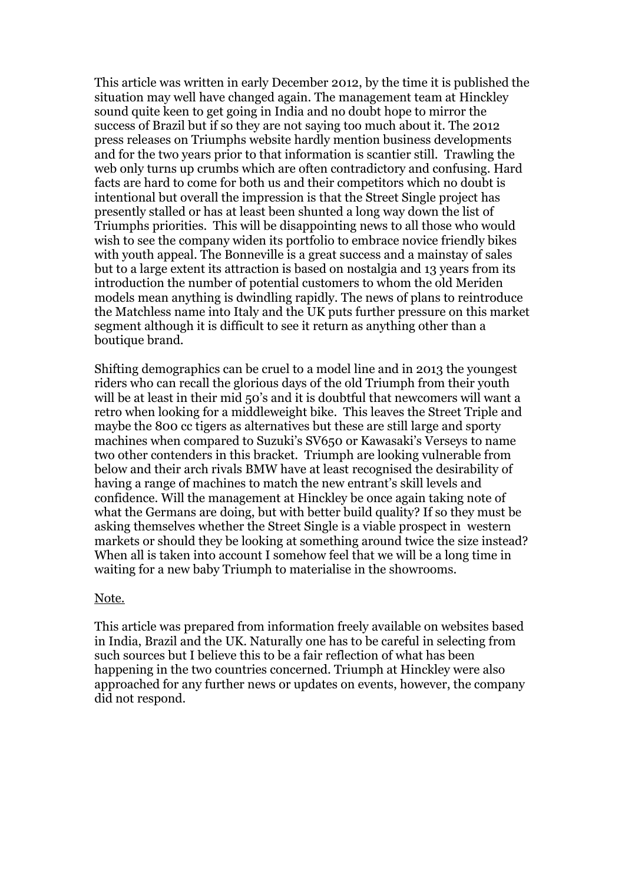This article was written in early December 2012, by the time it is published the situation may well have changed again. The management team at Hinckley sound quite keen to get going in India and no doubt hope to mirror the success of Brazil but if so they are not saying too much about it. The 2012 press releases on Triumphs website hardly mention business developments and for the two years prior to that information is scantier still. Trawling the web only turns up crumbs which are often contradictory and confusing. Hard facts are hard to come for both us and their competitors which no doubt is intentional but overall the impression is that the Street Single project has presently stalled or has at least been shunted a long way down the list of Triumphs priorities. This will be disappointing news to all those who would wish to see the company widen its portfolio to embrace novice friendly bikes with youth appeal. The Bonneville is a great success and a mainstay of sales but to a large extent its attraction is based on nostalgia and 13 years from its introduction the number of potential customers to whom the old Meriden models mean anything is dwindling rapidly. The news of plans to reintroduce the Matchless name into Italy and the UK puts further pressure on this market segment although it is difficult to see it return as anything other than a boutique brand.

Shifting demographics can be cruel to a model line and in 2013 the youngest riders who can recall the glorious days of the old Triumph from their youth will be at least in their mid 50's and it is doubtful that newcomers will want a retro when looking for a middleweight bike. This leaves the Street Triple and maybe the 800 cc tigers as alternatives but these are still large and sporty machines when compared to Suzuki's SV650 or Kawasaki's Verseys to name two other contenders in this bracket. Triumph are looking vulnerable from below and their arch rivals BMW have at least recognised the desirability of having a range of machines to match the new entrant's skill levels and confidence. Will the management at Hinckley be once again taking note of what the Germans are doing, but with better build quality? If so they must be asking themselves whether the Street Single is a viable prospect in western markets or should they be looking at something around twice the size instead? When all is taken into account I somehow feel that we will be a long time in waiting for a new baby Triumph to materialise in the showrooms.

<u>Note.</u>

This article was prepared from information freely available on websites based in India, Brazil and the UK. Naturally one has to be careful in selecting from such sources but I believe this to be a fair reflection of what has been happening in the two countries concerned. Triumph at Hinckley were also approached for any further news or updates on events, however, the company did not respond.